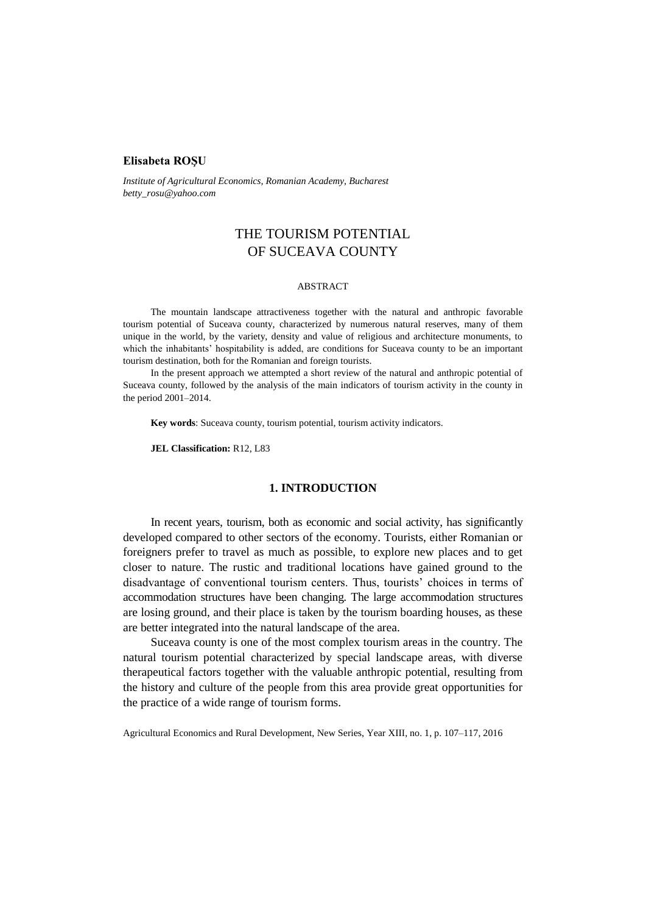**Elisabeta ROȘU**

*Institute of Agricultural Economics, Romanian Academy, Bucharest*
*betty_rosu@yahoo.com*

# THE TOURISM POTENTIAL OF SUCEAVA COUNTY

ABSTRACT

The mountain landscape attractiveness together with the natural and anthropic favorable tourism potential of Suceava county, characterized by numerous natural reserves, many of them unique in the world, by the variety, density and value of religious and architecture monuments, to which the inhabitants' hospitability is added, are conditions for Suceava county to be an important tourism destination, both for the Romanian and foreign tourists.

In the present approach we attempted a short review of the natural and anthropic potential of Suceava county, followed by the analysis of the main indicators of tourism activity in the county in the period 2001–2014.

**Key words**: Suceava county, tourism potential, tourism activity indicators.

**JEL Classification:** R12, L83

## 1. INTRODUCTION

In recent years, tourism, both as economic and social activity, has significantly developed compared to other sectors of the economy. Tourists, either Romanian or foreigners prefer to travel as much as possible, to explore new places and to get closer to nature. The rustic and traditional locations have gained ground to the disadvantage of conventional tourism centers. Thus, tourists' choices in terms of accommodation structures have been changing. The large accommodation structures are losing ground, and their place is taken by the tourism boarding houses, as these are better integrated into the natural landscape of the area.

Suceava county is one of the most complex tourism areas in the country. The natural tourism potential characterized by special landscape areas, with diverse therapeutical factors together with the valuable anthropic potential, resulting from the history and culture of the people from this area provide great opportunities for the practice of a wide range of tourism forms.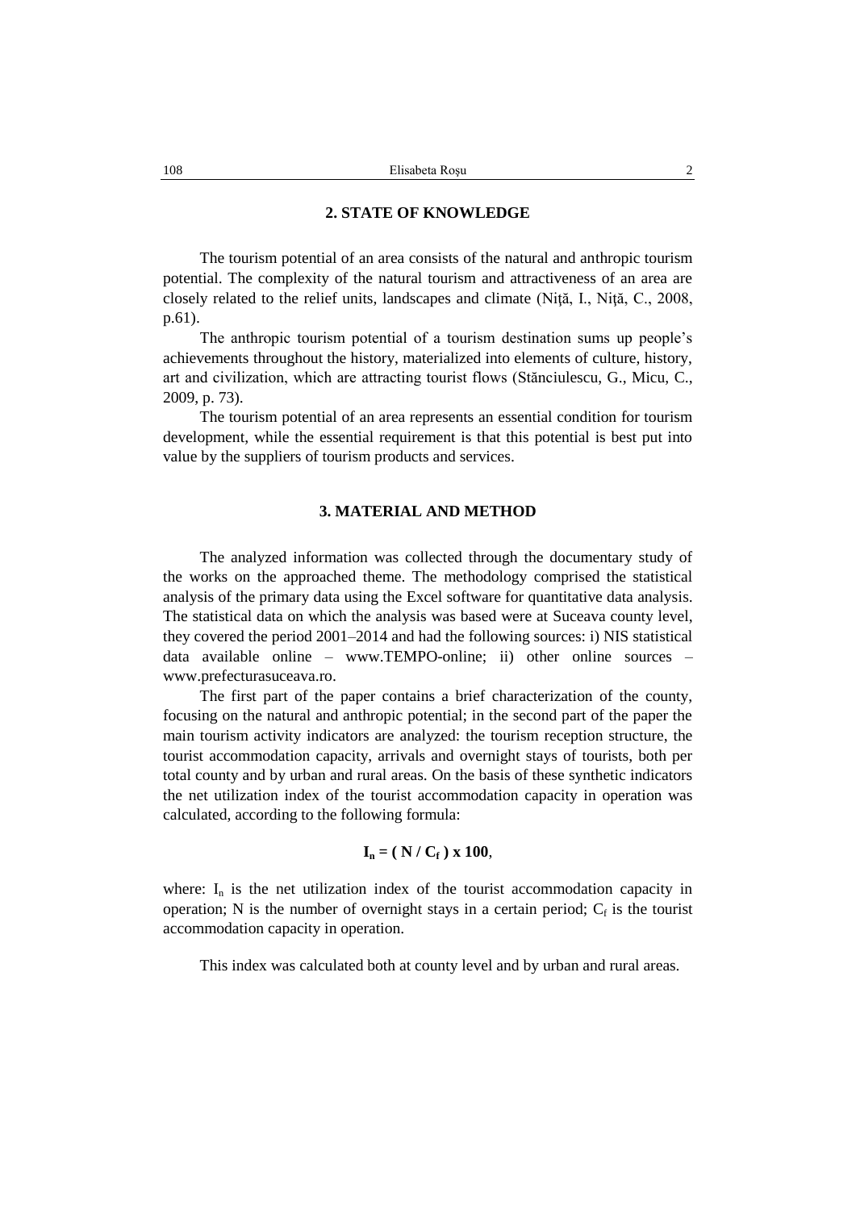## 2. STATE OF KNOWLEDGE

The tourism potential of an area consists of the natural and anthropic tourism potential. The complexity of the natural tourism and attractiveness of an area are closely related to the relief units, landscapes and climate (Niţă, I., Niţă, C., 2008, p.61).

The anthropic tourism potential of a tourism destination sums up people's achievements throughout the history, materialized into elements of culture, history, art and civilization, which are attracting tourist flows (Stănciulescu, G., Micu, C., 2009, p. 73).

The tourism potential of an area represents an essential condition for tourism development, while the essential requirement is that this potential is best put into value by the suppliers of tourism products and services.

## 3. MATERIAL AND METHOD

The analyzed information was collected through the documentary study of the works on the approached theme. The methodology comprised the statistical analysis of the primary data using the Excel software for quantitative data analysis. The statistical data on which the analysis was based were at Suceava county level, they covered the period 2001–2014 and had the following sources: i) NIS statistical data available online – www.TEMPO-online; ii) other online sources – www.prefecturasuceava.ro.

The first part of the paper contains a brief characterization of the county, focusing on the natural and anthropic potential; in the second part of the paper the main tourism activity indicators are analyzed: the tourism reception structure, the tourist accommodation capacity, arrivals and overnight stays of tourists, both per total county and by urban and rural areas. On the basis of these synthetic indicators the net utilization index of the tourist accommodation capacity in operation was calculated, according to the following formula:

$$\mathbf{I_n = ( N / C_f ) \times 100},$$

where: $I_n$ is the net utilization index of the tourist accommodation capacity in operation; N is the number of overnight stays in a certain period; $C_f$ is the tourist accommodation capacity in operation.

This index was calculated both at county level and by urban and rural areas.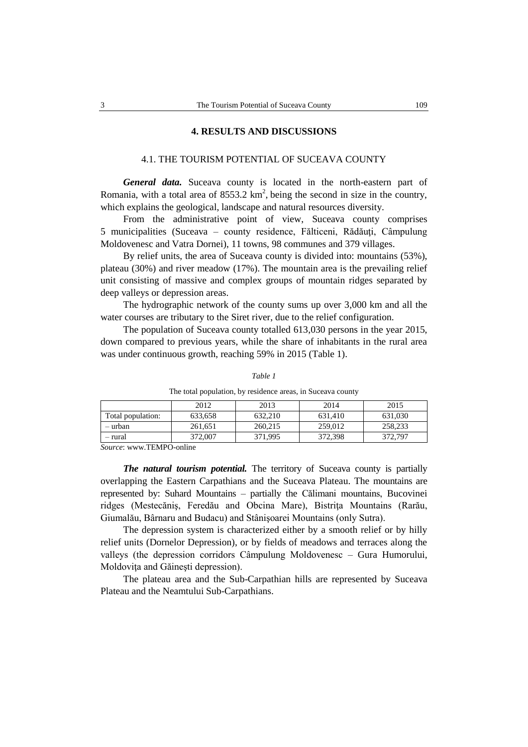## 4. RESULTS AND DISCUSSIONS

### 4.1. THE TOURISM POTENTIAL OF SUCEAVA COUNTY

***General data.*** Suceava county is located in the north-eastern part of Romania, with a total area of 8553.2 km$^2$, being the second in size in the country, which explains the geological, landscape and natural resources diversity.

From the administrative point of view, Suceava county comprises 5 municipalities (Suceava – county residence, Fălticeni, Rădăuţi, Câmpulung Moldovenesc and Vatra Dornei), 11 towns, 98 communes and 379 villages.

By relief units, the area of Suceava county is divided into: mountains (53%), plateau (30%) and river meadow (17%). The mountain area is the prevailing relief unit consisting of massive and complex groups of mountain ridges separated by deep valleys or depression areas.

The hydrographic network of the county sums up over 3,000 km and all the water courses are tributary to the Siret river, due to the relief configuration.

The population of Suceava county totalled 613,030 persons in the year 2015, down compared to previous years, while the share of inhabitants in the rural area was under continuous growth, reaching 59% in 2015 (Table 1).

*Table 1*

The total population, by residence areas, in Suceava county

| | 2012 | 2013 | 2014 | 2015 |
|---|---|---|---|---|
| Total population: | 633,658 | 632,210 | 631,410 | 631,030 |
| – urban | 261,651 | 260,215 | 259,012 | 258,233 |
| – rural | 372,007 | 371,995 | 372,398 | 372,797 |

*Source*: www.TEMPO-online

***The natural tourism potential.*** The territory of Suceava county is partially overlapping the Eastern Carpathians and the Suceava Plateau. The mountains are represented by: Suhard Mountains – partially the Călimani mountains, Bucovinei ridges (Mestecăniş, Feredău and Obcina Mare), Bistriţa Mountains (Rarău, Giumalău, Bârnaru and Budacu) and Stânişoarei Mountains (only Sutra).

The depression system is characterized either by a smooth relief or by hilly relief units (Dornelor Depression), or by fields of meadows and terraces along the valleys (the depression corridors Câmpulung Moldovenesc – Gura Humorului, Moldoviţa and Găineşti depression).

The plateau area and the Sub-Carpathian hills are represented by Suceava Plateau and the Neamtului Sub-Carpathians.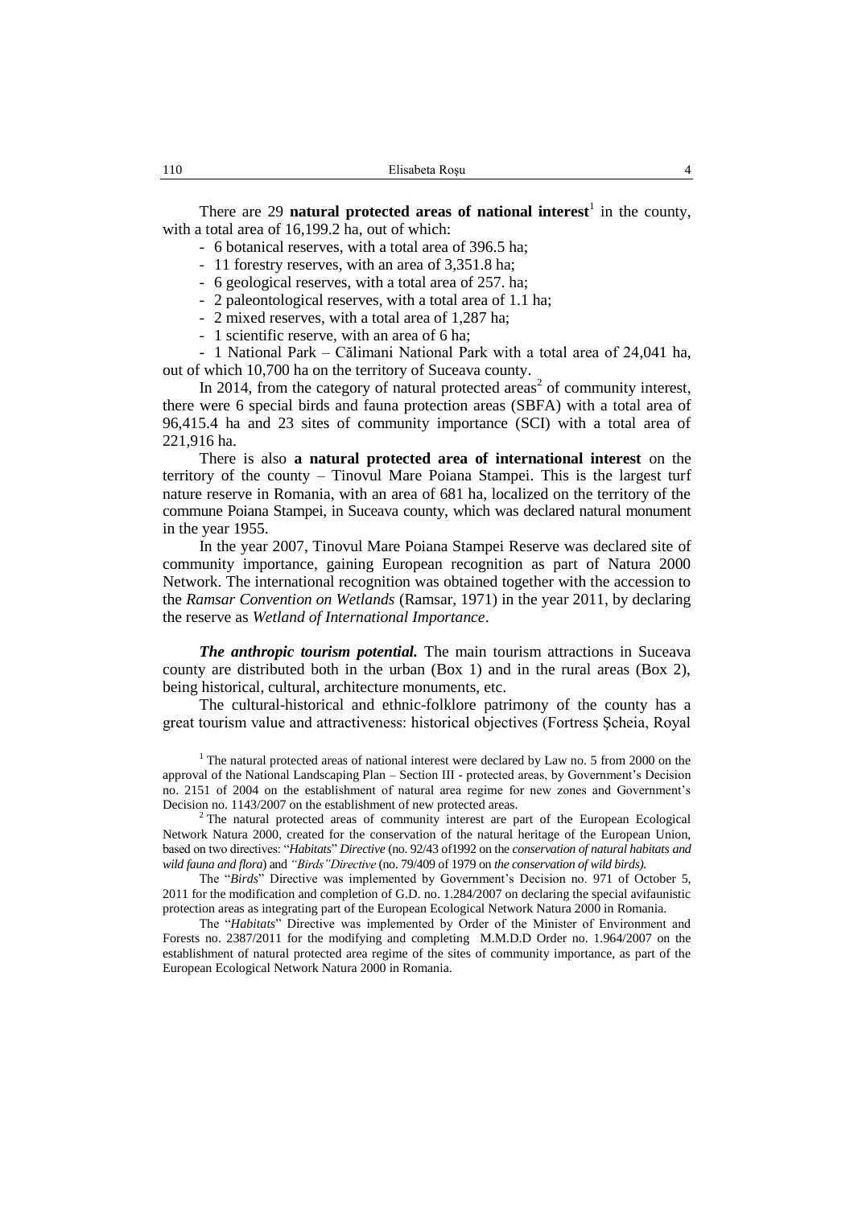There are 29 **natural protected areas of national interest**[1] in the county, with a total area of 16,199.2 ha, out of which:

- 6 botanical reserves, with a total area of 396.5 ha;
- 11 forestry reserves, with an area of 3,351.8 ha;
- 6 geological reserves, with a total area of 257. ha;
- 2 paleontological reserves, with a total area of 1.1 ha;
- 2 mixed reserves, with a total area of 1,287 ha;
- 1 scientific reserve, with an area of 6 ha;
- 1 National Park – Călimani National Park with a total area of 24,041 ha, out of which 10,700 ha on the territory of Suceava county.

In 2014, from the category of natural protected areas[2] of community interest, there were 6 special birds and fauna protection areas (SBFA) with a total area of 96,415.4 ha and 23 sites of community importance (SCI) with a total area of 221,916 ha.

There is also **a natural protected area of international interest** on the territory of the county – Tinovul Mare Poiana Stampei. This is the largest turf nature reserve in Romania, with an area of 681 ha, localized on the territory of the commune Poiana Stampei, in Suceava county, which was declared natural monument in the year 1955.

In the year 2007, Tinovul Mare Poiana Stampei Reserve was declared site of community importance, gaining European recognition as part of Natura 2000 Network. The international recognition was obtained together with the accession to the *Ramsar Convention on Wetlands* (Ramsar, 1971) in the year 2011, by declaring the reserve as *Wetland of International Importance*.

***The anthropic tourism potential.*** The main tourism attractions in Suceava county are distributed both in the urban (Box 1) and in the rural areas (Box 2), being historical, cultural, architecture monuments, etc.

The cultural-historical and ethnic-folklore patrimony of the county has a great tourism value and attractiveness: historical objectives (Fortress Şcheia, Royal

---

[1] The natural protected areas of national interest were declared by Law no. 5 from 2000 on the approval of the National Landscaping Plan – Section III - protected areas, by Government's Decision no. 2151 of 2004 on the establishment of natural area regime for new zones and Government's Decision no. 1143/2007 on the establishment of new protected areas.

[2] The natural protected areas of community interest are part of the European Ecological Network Natura 2000, created for the conservation of the natural heritage of the European Union, based on two directives: "*Habitats*" *Directive* (no. 92/43 of1992 on the *conservation of natural habitats and wild fauna and flora*) and *"Birds"Directive* (no. 79/409 of 1979 on *the conservation of wild birds).*

The "*Birds*" Directive was implemented by Government's Decision no. 971 of October 5, 2011 for the modification and completion of G.D. no. 1.284/2007 on declaring the special avifaunistic protection areas as integrating part of the European Ecological Network Natura 2000 in Romania.

The "*Habitats*" Directive was implemented by Order of the Minister of Environment and Forests no. 2387/2011 for the modifying and completing M.M.D.D Order no. 1.964/2007 on the establishment of natural protected area regime of the sites of community importance, as part of the European Ecological Network Natura 2000 in Romania.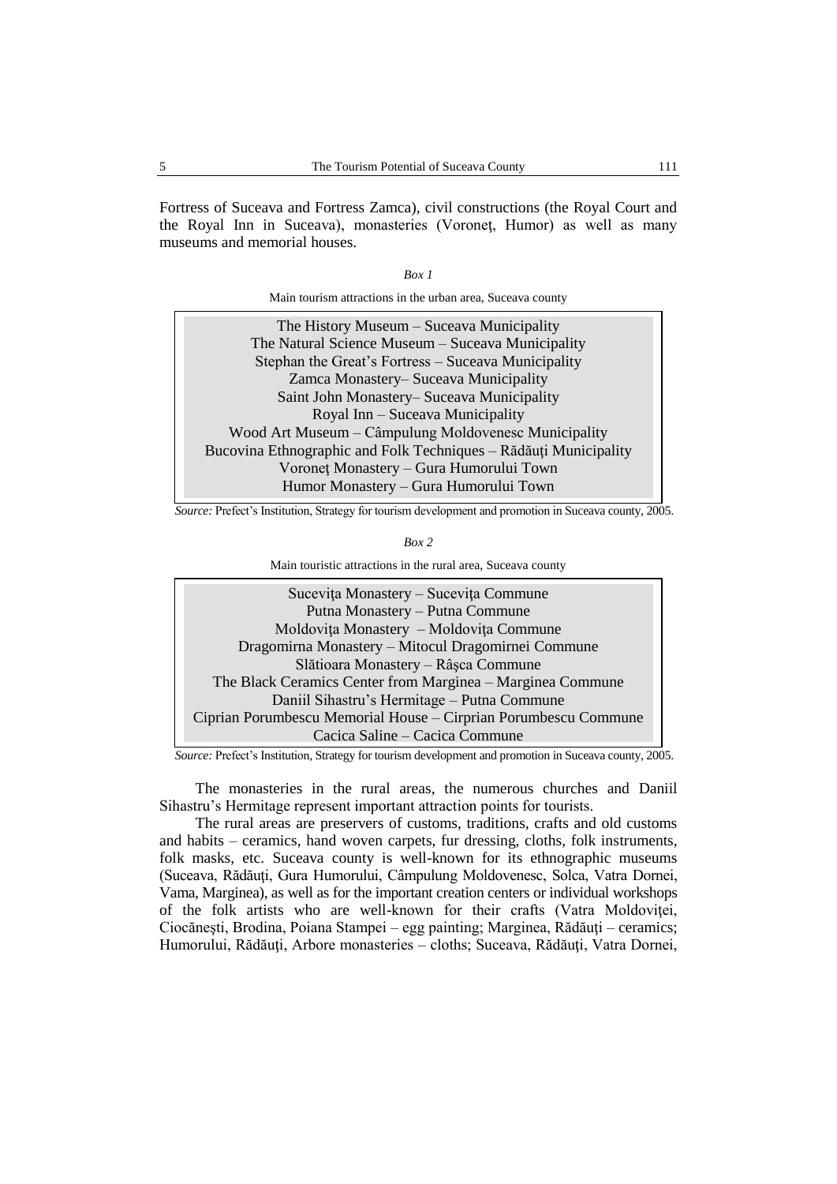Fortress of Suceava and Fortress Zamca), civil constructions (the Royal Court and the Royal Inn in Suceava), monasteries (Voroneţ, Humor) as well as many museums and memorial houses.

*Box 1*

Main tourism attractions in the urban area, Suceava county

| Main tourism attractions in the urban area |
|---|
| The History Museum – Suceava Municipality |
| The Natural Science Museum – Suceava Municipality |
| Stephan the Great's Fortress – Suceava Municipality |
| Zamca Monastery– Suceava Municipality |
| Saint John Monastery– Suceava Municipality |
| Royal Inn – Suceava Municipality |
| Wood Art Museum – Câmpulung Moldovenesc Municipality |
| Bucovina Ethnographic and Folk Techniques – Rădăuţi Municipality |
| Voroneţ Monastery – Gura Humorului Town |
| Humor Monastery – Gura Humorului Town |

*Source:* Prefect's Institution, Strategy for tourism development and promotion in Suceava county, 2005.

*Box 2*

Main touristic attractions in the rural area, Suceava county

| Main touristic attractions in the rural area |
|---|
| Suceviţa Monastery – Suceviţa Commune |
| Putna Monastery – Putna Commune |
| Moldoviţa Monastery – Moldoviţa Commune |
| Dragomirna Monastery – Mitocul Dragomirnei Commune |
| Slătioara Monastery – Râşca Commune |
| The Black Ceramics Center from Marginea – Marginea Commune |
| Daniil Sihastru's Hermitage – Putna Commune |
| Ciprian Porumbescu Memorial House – Cirprian Porumbescu Commune |
| Cacica Saline – Cacica Commune |

*Source:* Prefect's Institution, Strategy for tourism development and promotion in Suceava county, 2005.

The monasteries in the rural areas, the numerous churches and Daniil Sihastru's Hermitage represent important attraction points for tourists.

The rural areas are preservers of customs, traditions, crafts and old customs and habits – ceramics, hand woven carpets, fur dressing, cloths, folk instruments, folk masks, etc. Suceava county is well-known for its ethnographic museums (Suceava, Rădăuţi, Gura Humorului, Câmpulung Moldovenesc, Solca, Vatra Dornei, Vama, Marginea), as well as for the important creation centers or individual workshops of the folk artists who are well-known for their crafts (Vatra Moldoviţei, Ciocăneşti, Brodina, Poiana Stampei – egg painting; Marginea, Rădăuţi – ceramics; Humorului, Rădăuţi, Arbore monasteries – cloths; Suceava, Rădăuţi, Vatra Dornei,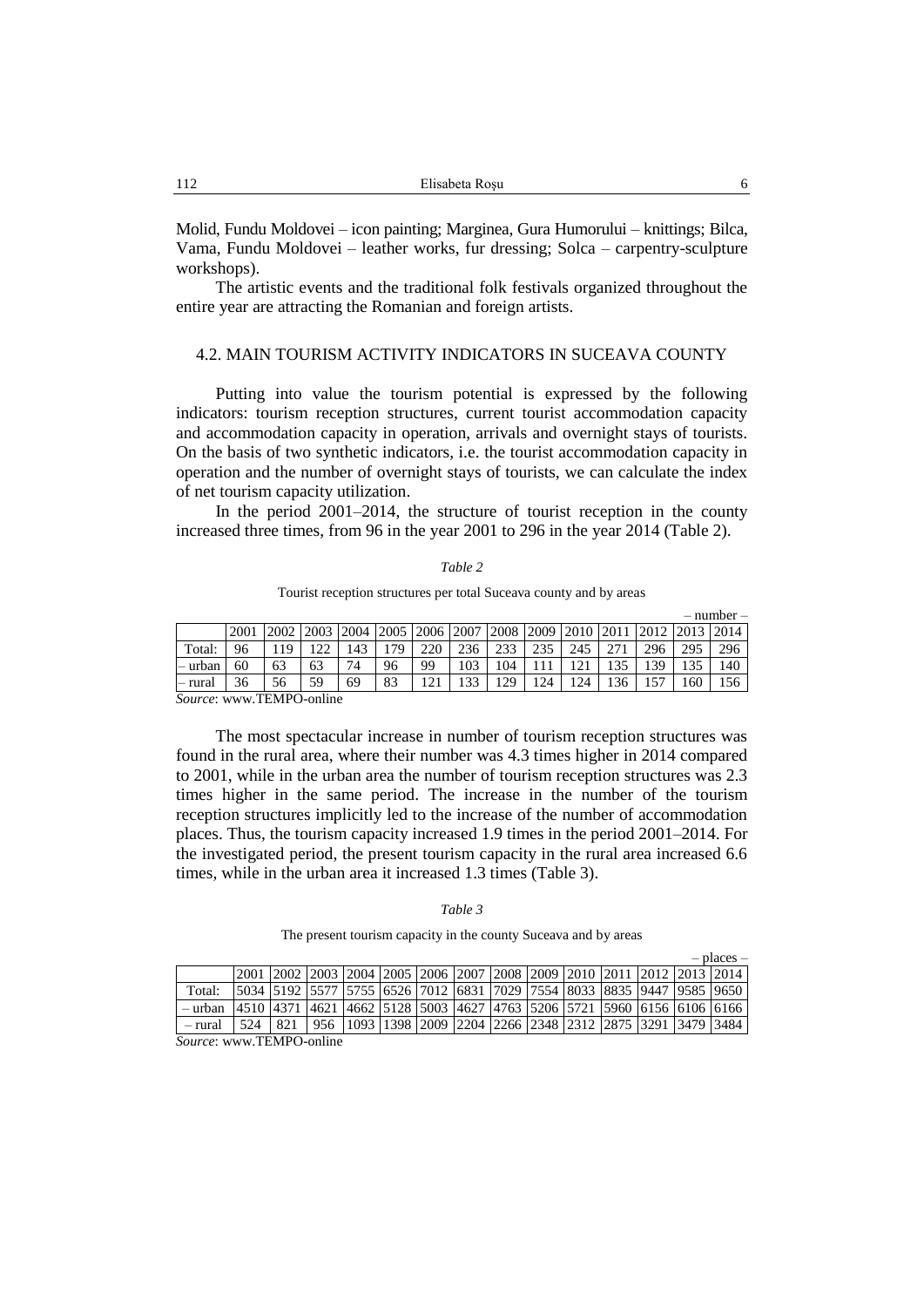Molid, Fundu Moldovei – icon painting; Marginea, Gura Humorului – knittings; Bilca, Vama, Fundu Moldovei – leather works, fur dressing; Solca – carpentry-sculpture workshops).

The artistic events and the traditional folk festivals organized throughout the entire year are attracting the Romanian and foreign artists.

## 4.2. MAIN TOURISM ACTIVITY INDICATORS IN SUCEAVA COUNTY

Putting into value the tourism potential is expressed by the following indicators: tourism reception structures, current tourist accommodation capacity and accommodation capacity in operation, arrivals and overnight stays of tourists. On the basis of two synthetic indicators, i.e. the tourist accommodation capacity in operation and the number of overnight stays of tourists, we can calculate the index of net tourism capacity utilization.

In the period 2001–2014, the structure of tourist reception in the county increased three times, from 96 in the year 2001 to 296 in the year 2014 (Table 2).

*Table 2*

Tourist reception structures per total Suceava county and by areas

– number –

| | 2001 | 2002 | 2003 | 2004 | 2005 | 2006 | 2007 | 2008 | 2009 | 2010 | 2011 | 2012 | 2013 | 2014 |
|---|---|---|---|---|---|---|---|---|---|---|---|---|---|---|
| Total: | 96 | 119 | 122 | 143 | 179 | 220 | 236 | 233 | 235 | 245 | 271 | 296 | 295 | 296 |
| – urban | 60 | 63 | 63 | 74 | 96 | 99 | 103 | 104 | 111 | 121 | 135 | 139 | 135 | 140 |
| – rural | 36 | 56 | 59 | 69 | 83 | 121 | 133 | 129 | 124 | 124 | 136 | 157 | 160 | 156 |

*Source*: www.TEMPO-online

The most spectacular increase in number of tourism reception structures was found in the rural area, where their number was 4.3 times higher in 2014 compared to 2001, while in the urban area the number of tourism reception structures was 2.3 times higher in the same period. The increase in the number of the tourism reception structures implicitly led to the increase of the number of accommodation places. Thus, the tourism capacity increased 1.9 times in the period 2001–2014. For the investigated period, the present tourism capacity in the rural area increased 6.6 times, while in the urban area it increased 1.3 times (Table 3).

*Table 3*

The present tourism capacity in the county Suceava and by areas

– places –

| | 2001 | 2002 | 2003 | 2004 | 2005 | 2006 | 2007 | 2008 | 2009 | 2010 | 2011 | 2012 | 2013 | 2014 |
|---|---|---|---|---|---|---|---|---|---|---|---|---|---|---|
| Total: | 5034 | 5192 | 5577 | 5755 | 6526 | 7012 | 6831 | 7029 | 7554 | 8033 | 8835 | 9447 | 9585 | 9650 |
| – urban | 4510 | 4371 | 4621 | 4662 | 5128 | 5003 | 4627 | 4763 | 5206 | 5721 | 5960 | 6156 | 6106 | 6166 |
| – rural | 524 | 821 | 956 | 1093 | 1398 | 2009 | 2204 | 2266 | 2348 | 2312 | 2875 | 3291 | 3479 | 3484 |

*Source*: www.TEMPO-online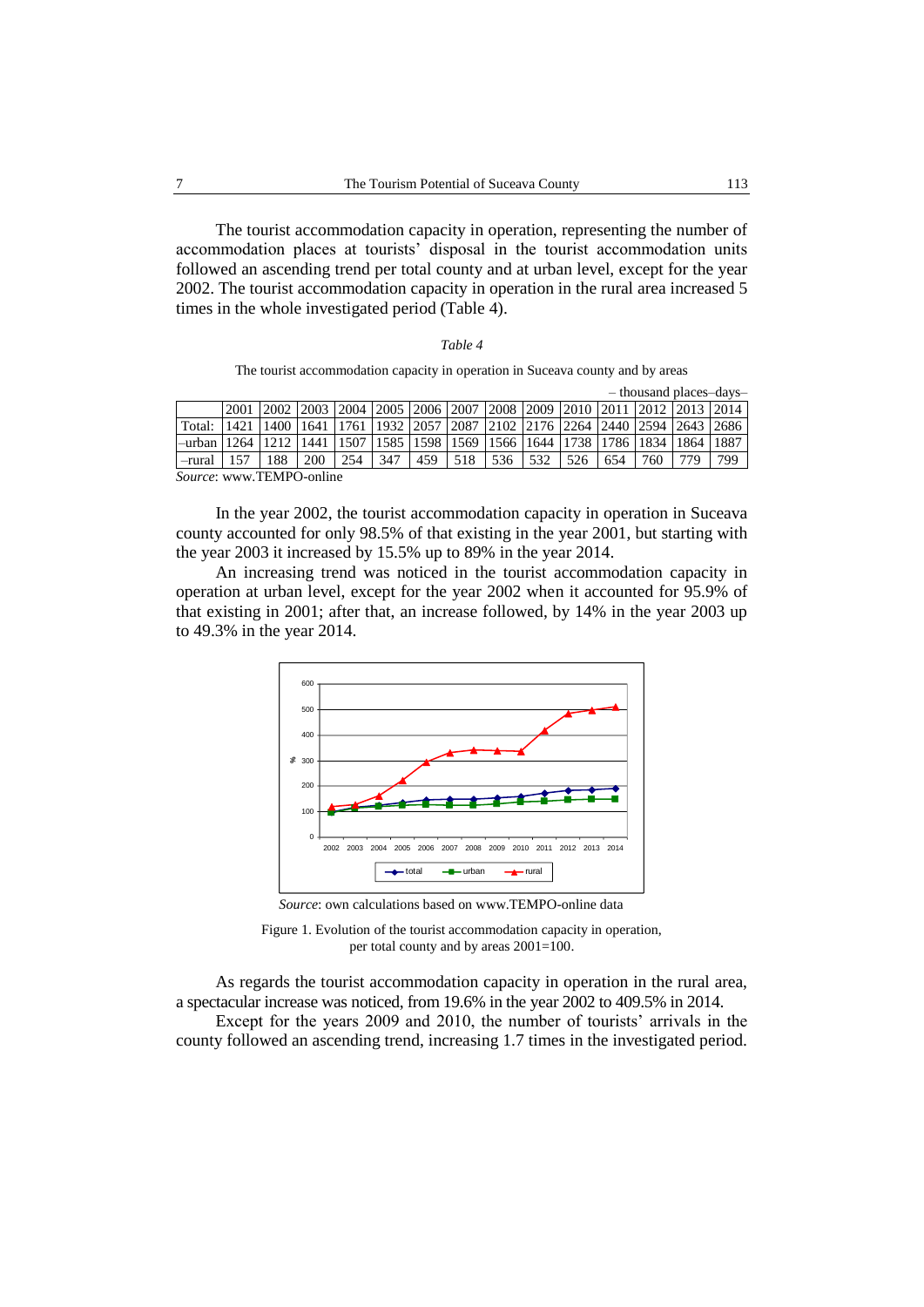The tourist accommodation capacity in operation, representing the number of accommodation places at tourists' disposal in the tourist accommodation units followed an ascending trend per total county and at urban level, except for the year 2002. The tourist accommodation capacity in operation in the rural area increased 5 times in the whole investigated period (Table 4).

*Table 4*

The tourist accommodation capacity in operation in Suceava county and by areas

– thousand places–days–

| | 2001 | 2002 | 2003 | 2004 | 2005 | 2006 | 2007 | 2008 | 2009 | 2010 | 2011 | 2012 | 2013 | 2014 |
|---|---|---|---|---|---|---|---|---|---|---|---|---|---|---|
| Total: | 1421 | 1400 | 1641 | 1761 | 1932 | 2057 | 2087 | 2102 | 2176 | 2264 | 2440 | 2594 | 2643 | 2686 |
| –urban | 1264 | 1212 | 1441 | 1507 | 1585 | 1598 | 1569 | 1566 | 1644 | 1738 | 1786 | 1834 | 1864 | 1887 |
| –rural | 157 | 188 | 200 | 254 | 347 | 459 | 518 | 536 | 532 | 526 | 654 | 760 | 779 | 799 |

*Source*: www.TEMPO-online

In the year 2002, the tourist accommodation capacity in operation in Suceava county accounted for only 98.5% of that existing in the year 2001, but starting with the year 2003 it increased by 15.5% up to 89% in the year 2014.

An increasing trend was noticed in the tourist accommodation capacity in operation at urban level, except for the year 2002 when it accounted for 95.9% of that existing in 2001; after that, an increase followed, by 14% in the year 2003 up to 49.3% in the year 2014.

*Source*: own calculations based on www.TEMPO-online data

Figure 1. Evolution of the tourist accommodation capacity in operation, per total county and by areas 2001=100.

As regards the tourist accommodation capacity in operation in the rural area, a spectacular increase was noticed, from 19.6% in the year 2002 to 409.5% in 2014.

Except for the years 2009 and 2010, the number of tourists' arrivals in the county followed an ascending trend, increasing 1.7 times in the investigated period.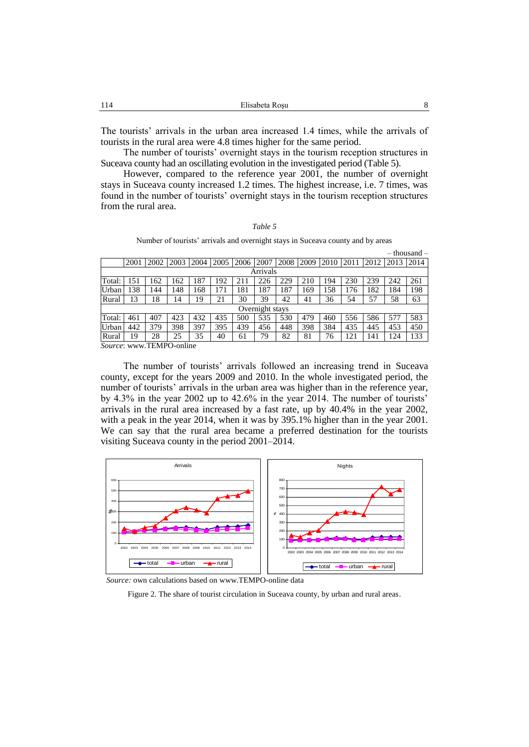The tourists' arrivals in the urban area increased 1.4 times, while the arrivals of tourists in the rural area were 4.8 times higher for the same period.

The number of tourists' overnight stays in the tourism reception structures in Suceava county had an oscillating evolution in the investigated period (Table 5).

However, compared to the reference year 2001, the number of overnight stays in Suceava county increased 1.2 times. The highest increase, i.e. 7 times, was found in the number of tourists' overnight stays in the tourism reception structures from the rural area.

*Table 5*

Number of tourists' arrivals and overnight stays in Suceava county and by areas

– thousand –

| | 2001 | 2002 | 2003 | 2004 | 2005 | 2006 | 2007 | 2008 | 2009 | 2010 | 2011 | 2012 | 2013 | 2014 |
|---|---|---|---|---|---|---|---|---|---|---|---|---|---|---|
| Arrivals | | | | | | | | | | | | | | |
| Total: | 151 | 162 | 162 | 187 | 192 | 211 | 226 | 229 | 210 | 194 | 230 | 239 | 242 | 261 |
| Urban | 138 | 144 | 148 | 168 | 171 | 181 | 187 | 187 | 169 | 158 | 176 | 182 | 184 | 198 |
| Rural | 13 | 18 | 14 | 19 | 21 | 30 | 39 | 42 | 41 | 36 | 54 | 57 | 58 | 63 |
| Overnight stays | | | | | | | | | | | | | | |
| Total: | 461 | 407 | 423 | 432 | 435 | 500 | 535 | 530 | 479 | 460 | 556 | 586 | 577 | 583 |
| Urban | 442 | 379 | 398 | 397 | 395 | 439 | 456 | 448 | 398 | 384 | 435 | 445 | 453 | 450 |
| Rural | 19 | 28 | 25 | 35 | 40 | 61 | 79 | 82 | 81 | 76 | 121 | 141 | 124 | 133 |

*Source*: www.TEMPO-online

The number of tourists' arrivals followed an increasing trend in Suceava county, except for the years 2009 and 2010. In the whole investigated period, the number of tourists' arrivals in the urban area was higher than in the reference year, by 4.3% in the year 2002 up to 42.6% in the year 2014. The number of tourists' arrivals in the rural area increased by a fast rate, up by 40.4% in the year 2002, with a peak in the year 2014, when it was by 395.1% higher than in the year 2001. We can say that the rural area became a preferred destination for the tourists visiting Suceava county in the period 2001–2014.

*Source:* own calculations based on www.TEMPO-online data

Figure 2. The share of tourist circulation in Suceava county, by urban and rural areas.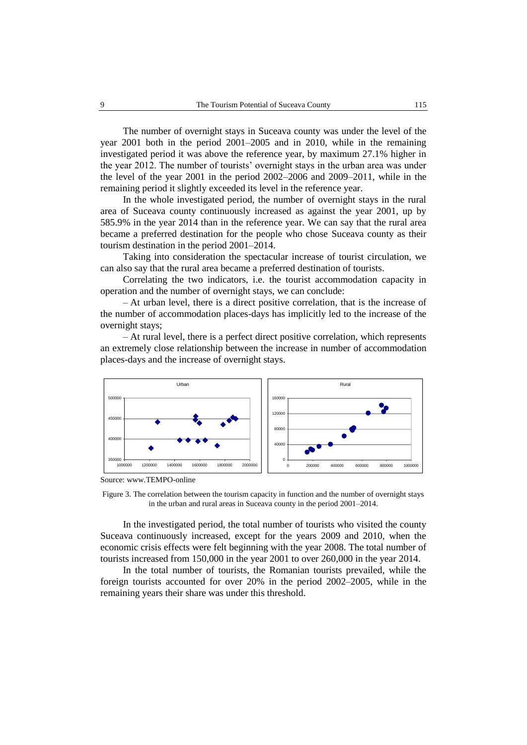The number of overnight stays in Suceava county was under the level of the year 2001 both in the period 2001–2005 and in 2010, while in the remaining investigated period it was above the reference year, by maximum 27.1% higher in the year 2012. The number of tourists' overnight stays in the urban area was under the level of the year 2001 in the period 2002–2006 and 2009–2011, while in the remaining period it slightly exceeded its level in the reference year.

In the whole investigated period, the number of overnight stays in the rural area of Suceava county continuously increased as against the year 2001, up by 585.9% in the year 2014 than in the reference year. We can say that the rural area became a preferred destination for the people who chose Suceava county as their tourism destination in the period 2001–2014.

Taking into consideration the spectacular increase of tourist circulation, we can also say that the rural area became a preferred destination of tourists.

Correlating the two indicators, i.e. the tourist accommodation capacity in operation and the number of overnight stays, we can conclude:

– At urban level, there is a direct positive correlation, that is the increase of the number of accommodation places-days has implicitly led to the increase of the overnight stays;

– At rural level, there is a perfect direct positive correlation, which represents an extremely close relationship between the increase in number of accommodation places-days and the increase of overnight stays.

Source: www.TEMPO-online

Figure 3. The correlation between the tourism capacity in function and the number of overnight stays in the urban and rural areas in Suceava county in the period 2001–2014.

In the investigated period, the total number of tourists who visited the county Suceava continuously increased, except for the years 2009 and 2010, when the economic crisis effects were felt beginning with the year 2008. The total number of tourists increased from 150,000 in the year 2001 to over 260,000 in the year 2014.

In the total number of tourists, the Romanian tourists prevailed, while the foreign tourists accounted for over 20% in the period 2002–2005, while in the remaining years their share was under this threshold.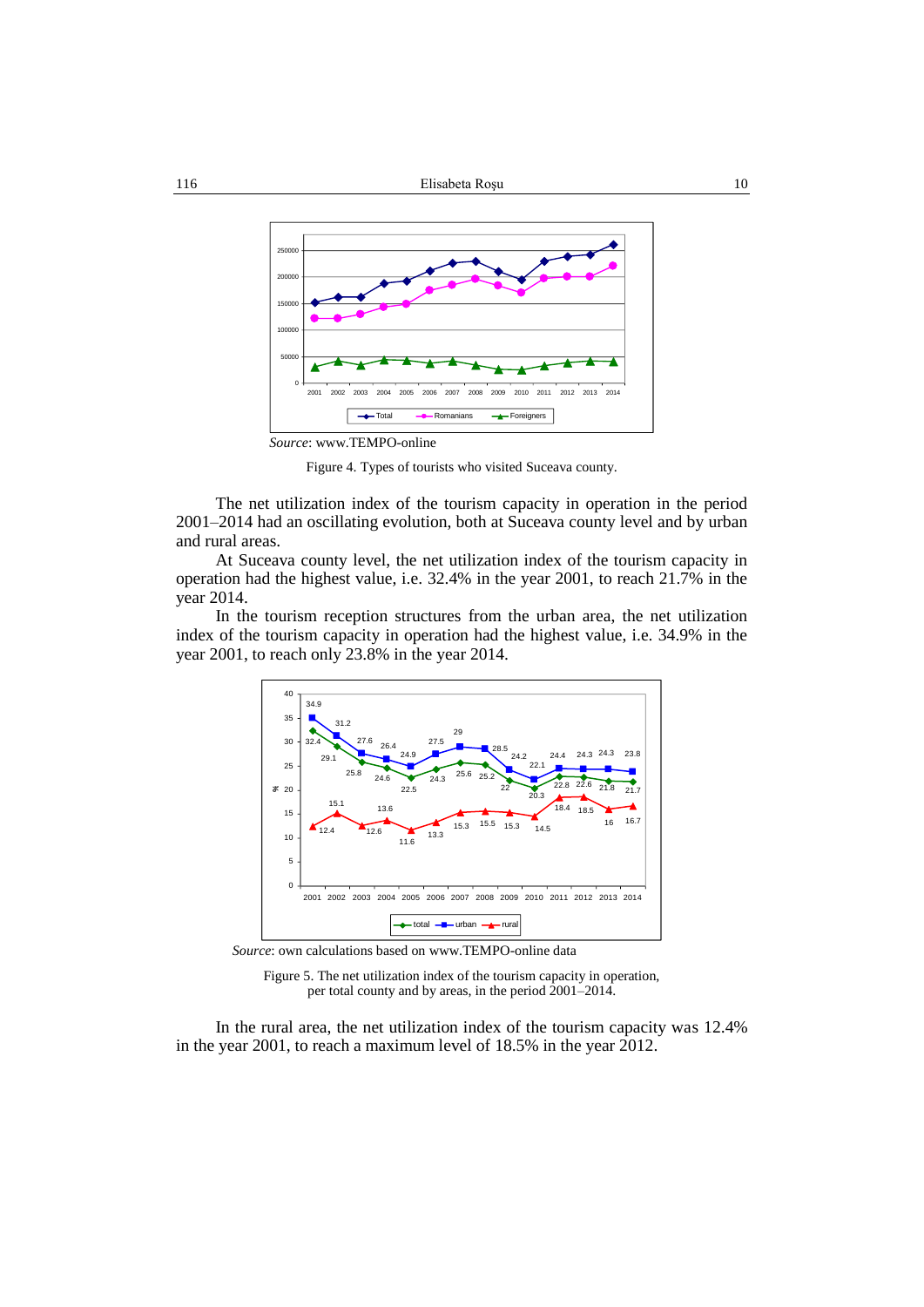*Source*: www.TEMPO-online

Figure 4. Types of tourists who visited Suceava county.

The net utilization index of the tourism capacity in operation in the period 2001–2014 had an oscillating evolution, both at Suceava county level and by urban and rural areas.

At Suceava county level, the net utilization index of the tourism capacity in operation had the highest value, i.e. 32.4% in the year 2001, to reach 21.7% in the year 2014.

In the tourism reception structures from the urban area, the net utilization index of the tourism capacity in operation had the highest value, i.e. 34.9% in the year 2001, to reach only 23.8% in the year 2014.

*Source*: own calculations based on www.TEMPO-online data

Figure 5. The net utilization index of the tourism capacity in operation, per total county and by areas, in the period 2001–2014.

In the rural area, the net utilization index of the tourism capacity was 12.4% in the year 2001, to reach a maximum level of 18.5% in the year 2012.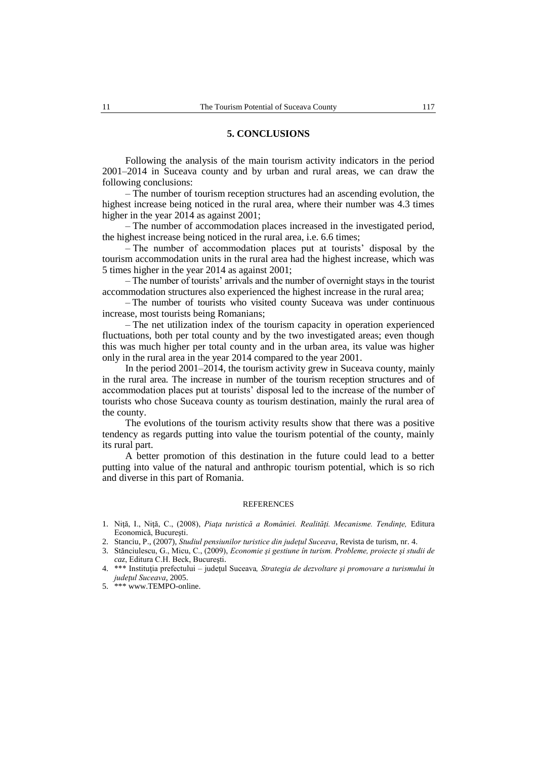## 5. CONCLUSIONS

Following the analysis of the main tourism activity indicators in the period 2001–2014 in Suceava county and by urban and rural areas, we can draw the following conclusions:

– The number of tourism reception structures had an ascending evolution, the highest increase being noticed in the rural area, where their number was 4.3 times higher in the year 2014 as against 2001;

– The number of accommodation places increased in the investigated period, the highest increase being noticed in the rural area, i.e. 6.6 times;

– The number of accommodation places put at tourists' disposal by the tourism accommodation units in the rural area had the highest increase, which was 5 times higher in the year 2014 as against 2001;

– The number of tourists' arrivals and the number of overnight stays in the tourist accommodation structures also experienced the highest increase in the rural area;

– The number of tourists who visited county Suceava was under continuous increase, most tourists being Romanians;

– The net utilization index of the tourism capacity in operation experienced fluctuations, both per total county and by the two investigated areas; even though this was much higher per total county and in the urban area, its value was higher only in the rural area in the year 2014 compared to the year 2001.

In the period 2001–2014, the tourism activity grew in Suceava county, mainly in the rural area. The increase in number of the tourism reception structures and of accommodation places put at tourists' disposal led to the increase of the number of tourists who chose Suceava county as tourism destination, mainly the rural area of the county.

The evolutions of the tourism activity results show that there was a positive tendency as regards putting into value the tourism potential of the county, mainly its rural part.

A better promotion of this destination in the future could lead to a better putting into value of the natural and anthropic tourism potential, which is so rich and diverse in this part of Romania.

### REFERENCES

1. Niţă, I., Niţă, C., (2008), *Piaţa turistică a României. Realităţi. Mecanisme. Tendinţe,* Editura Economică, Bucureşti.
2. Stanciu, P., (2007), *Studiul pensiunilor turistice din judeţul Suceava*, Revista de turism, nr. 4.
3. Stănciulescu, G., Micu, C., (2009), *Economie şi gestiune în turism. Probleme, proiecte şi studii de caz*, Editura C.H. Beck, Bucureşti.
4. \*\*\* Instituţia prefectului – judeţul Suceava*, Strategia de dezvoltare şi promovare a turismului în judeţul Suceava*, 2005.
5. \*\*\* www.TEMPO-online.